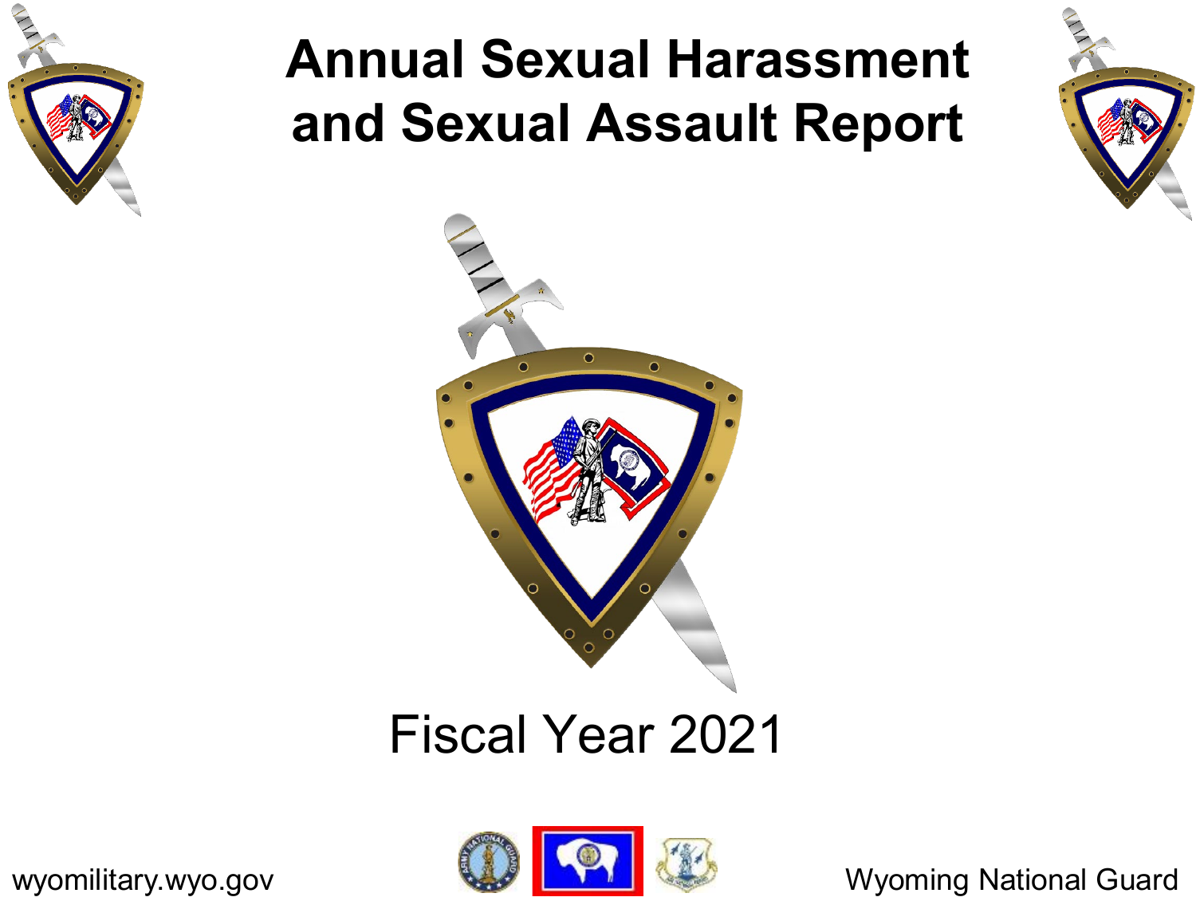# Annual Sexual Harassment and Sexual Assault Report

Fiscal Year 2021

wyomilitary.wyo.gov

Wyoming National Guard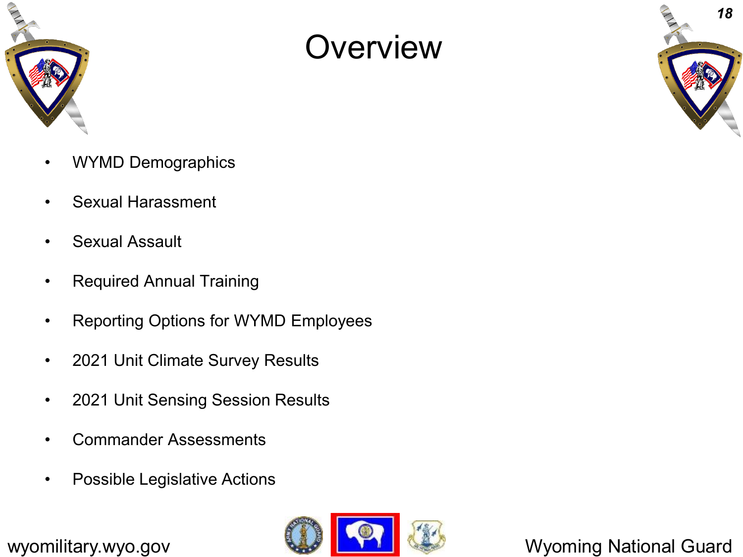# Overview

- WYMD Demographics
- Sexual Harassment
- Sexual Assault
- Required Annual Training
- Reporting Options for WYMD Employees
- 2021 Unit Climate Survey Results
- 2021 Unit Sensing Session Results
- Commander Assessments
- Possible Legislative Actions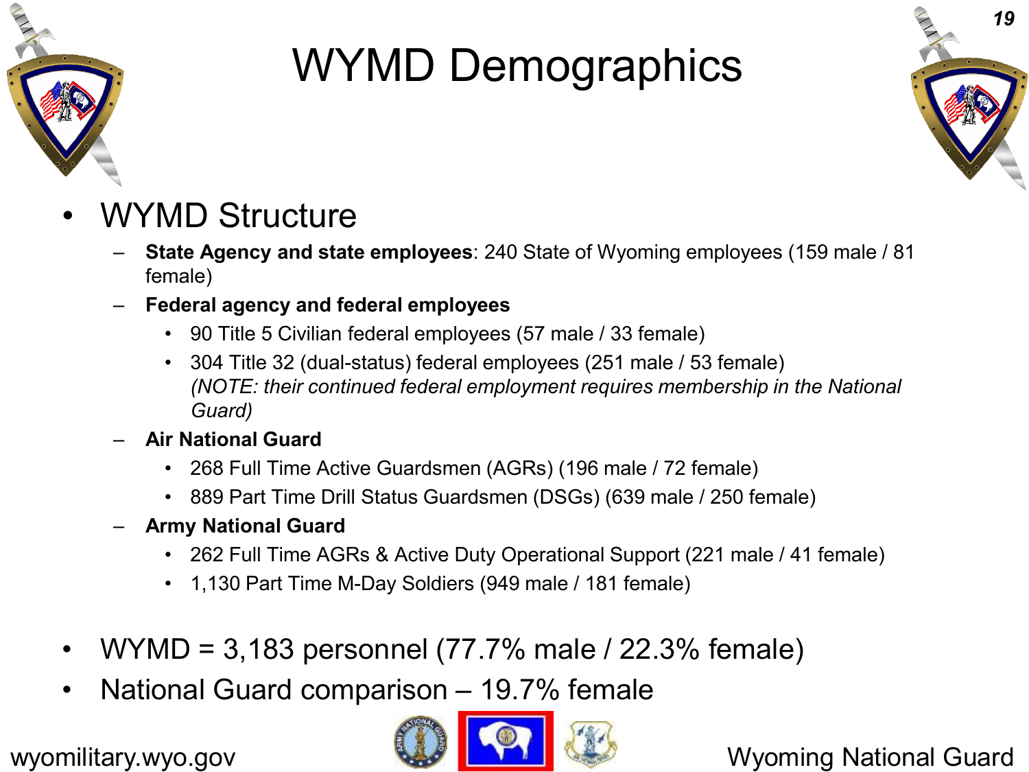# WYMD Demographics

- WYMD Structure
  - **State Agency and state employees**: 240 State of Wyoming employees (159 male / 81 female)
  - **Federal agency and federal employees**
    - 90 Title 5 Civilian federal employees (57 male / 33 female)
    - 304 Title 32 (dual-status) federal employees (251 male / 53 female) *(NOTE: their continued federal employment requires membership in the National Guard)*
  - **Air National Guard**
    - 268 Full Time Active Guardsmen (AGRs) (196 male / 72 female)
    - 889 Part Time Drill Status Guardsmen (DSGs) (639 male / 250 female)
  - **Army National Guard**
    - 262 Full Time AGRs & Active Duty Operational Support (221 male / 41 female)
    - 1,130 Part Time M-Day Soldiers (949 male / 181 female)

- WYMD = 3,183 personnel (77.7% male / 22.3% female)
- National Guard comparison – 19.7% female

wyomilitary.wyo.gov

Wyoming National Guard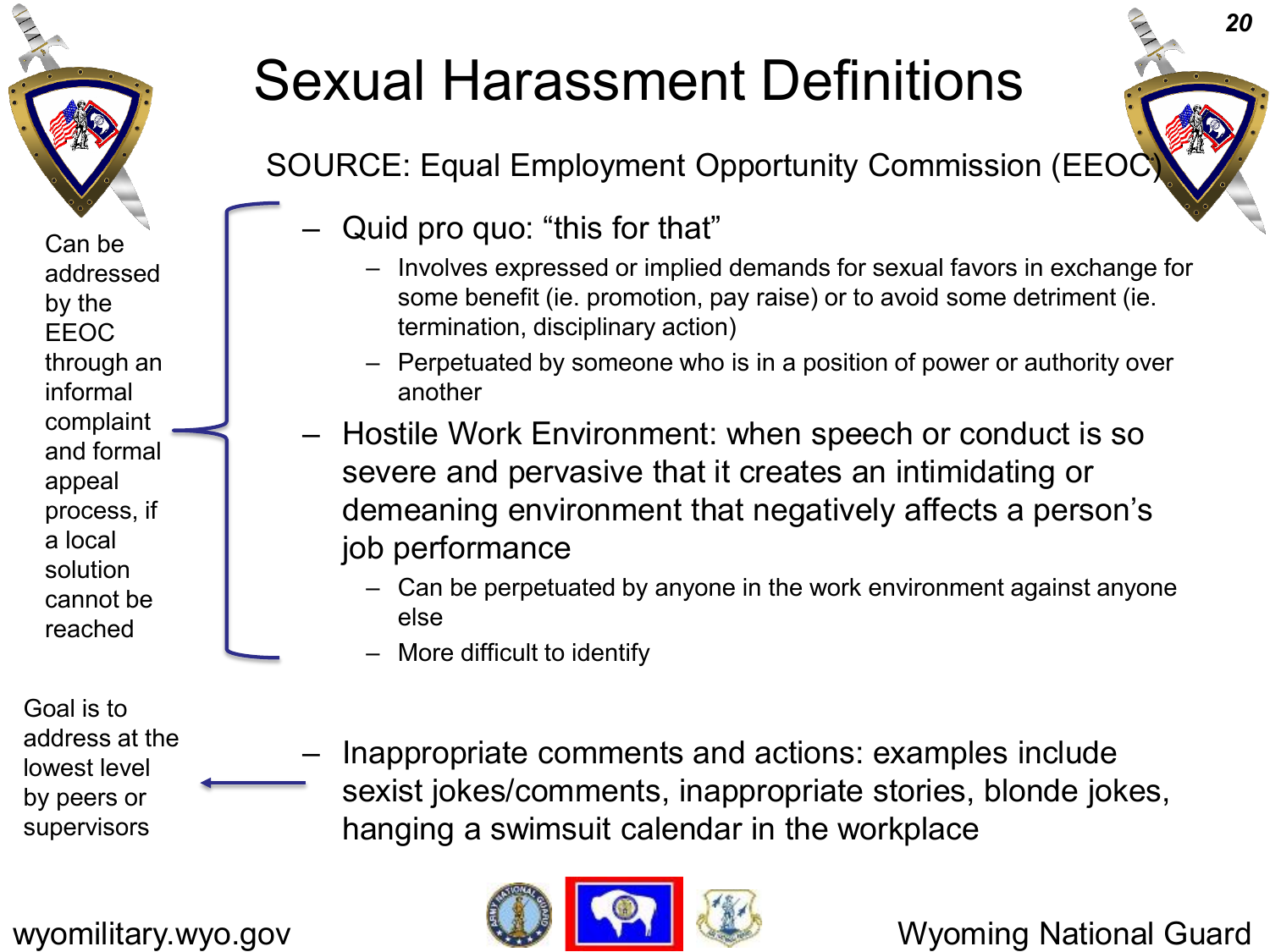# Sexual Harassment Definitions

SOURCE: Equal Employment Opportunity Commission (EEOC)

Can be addressed by the EEOC through an informal complaint and formal appeal process, if a local solution cannot be reached

- Quid pro quo: "this for that"
  - Involves expressed or implied demands for sexual favors in exchange for some benefit (ie. promotion, pay raise) or to avoid some detriment (ie. termination, disciplinary action)
  - Perpetuated by someone who is in a position of power or authority over another
- Hostile Work Environment: when speech or conduct is so severe and pervasive that it creates an intimidating or demeaning environment that negatively affects a person's job performance
  - Can be perpetuated by anyone in the work environment against anyone else
  - More difficult to identify

Goal is to address at the lowest level by peers or supervisors

- Inappropriate comments and actions: examples include sexist jokes/comments, inappropriate stories, blonde jokes, hanging a swimsuit calendar in the workplace

wyomilitary.wyo.gov

Wyoming National Guard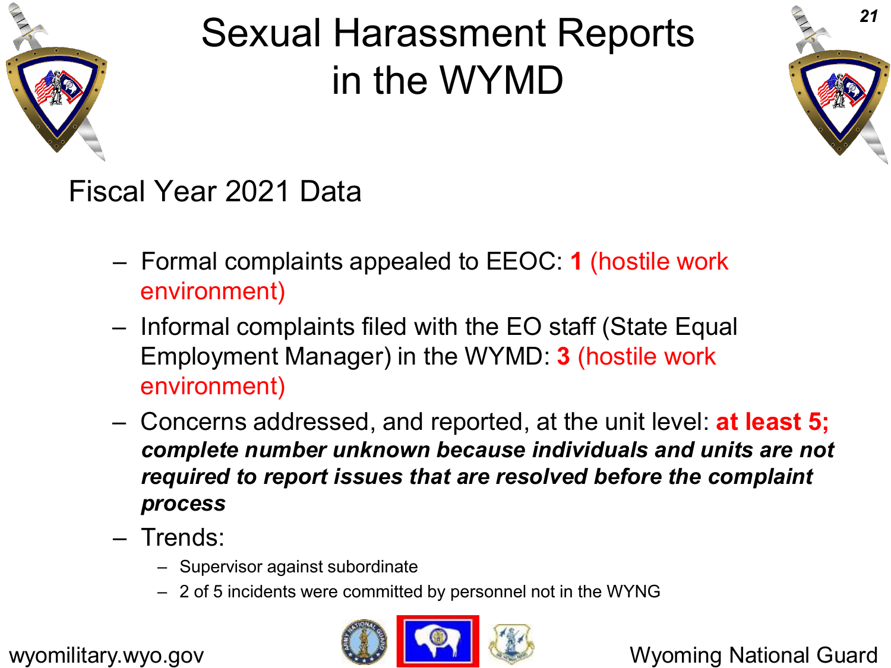# Sexual Harassment Reports in the WYMD

## Fiscal Year 2021 Data

- Formal complaints appealed to EEOC: **1** (hostile work environment)
- Informal complaints filed with the EO staff (State Equal Employment Manager) in the WYMD: **3** (hostile work environment)
- Concerns addressed, and reported, at the unit level: **at least 5;** ***complete number unknown because individuals and units are not required to report issues that are resolved before the complaint process***
- Trends:
  - Supervisor against subordinate
  - 2 of 5 incidents were committed by personnel not in the WYNG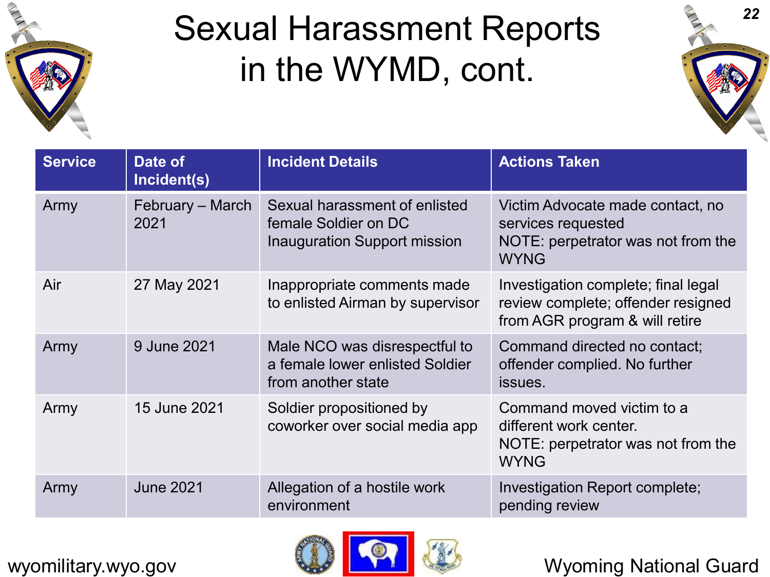# Sexual Harassment Reports in the WYMD, cont.

| Service | Date of Incident(s) | Incident Details | Actions Taken |
|---|---|---|---|
| Army | February – March 2021 | Sexual harassment of enlisted female Soldier on DC Inauguration Support mission | Victim Advocate made contact, no services requested<br>NOTE: perpetrator was not from the WYNG |
| Air | 27 May 2021 | Inappropriate comments made to enlisted Airman by supervisor | Investigation complete; final legal review complete; offender resigned from AGR program & will retire |
| Army | 9 June 2021 | Male NCO was disrespectful to a female lower enlisted Soldier from another state | Command directed no contact; offender complied. No further issues. |
| Army | 15 June 2021 | Soldier propositioned by coworker over social media app | Command moved victim to a different work center.<br>NOTE: perpetrator was not from the WYNG |
| Army | June 2021 | Allegation of a hostile work environment | Investigation Report complete; pending review |

wyomilitary.wyo.gov

Wyoming National Guard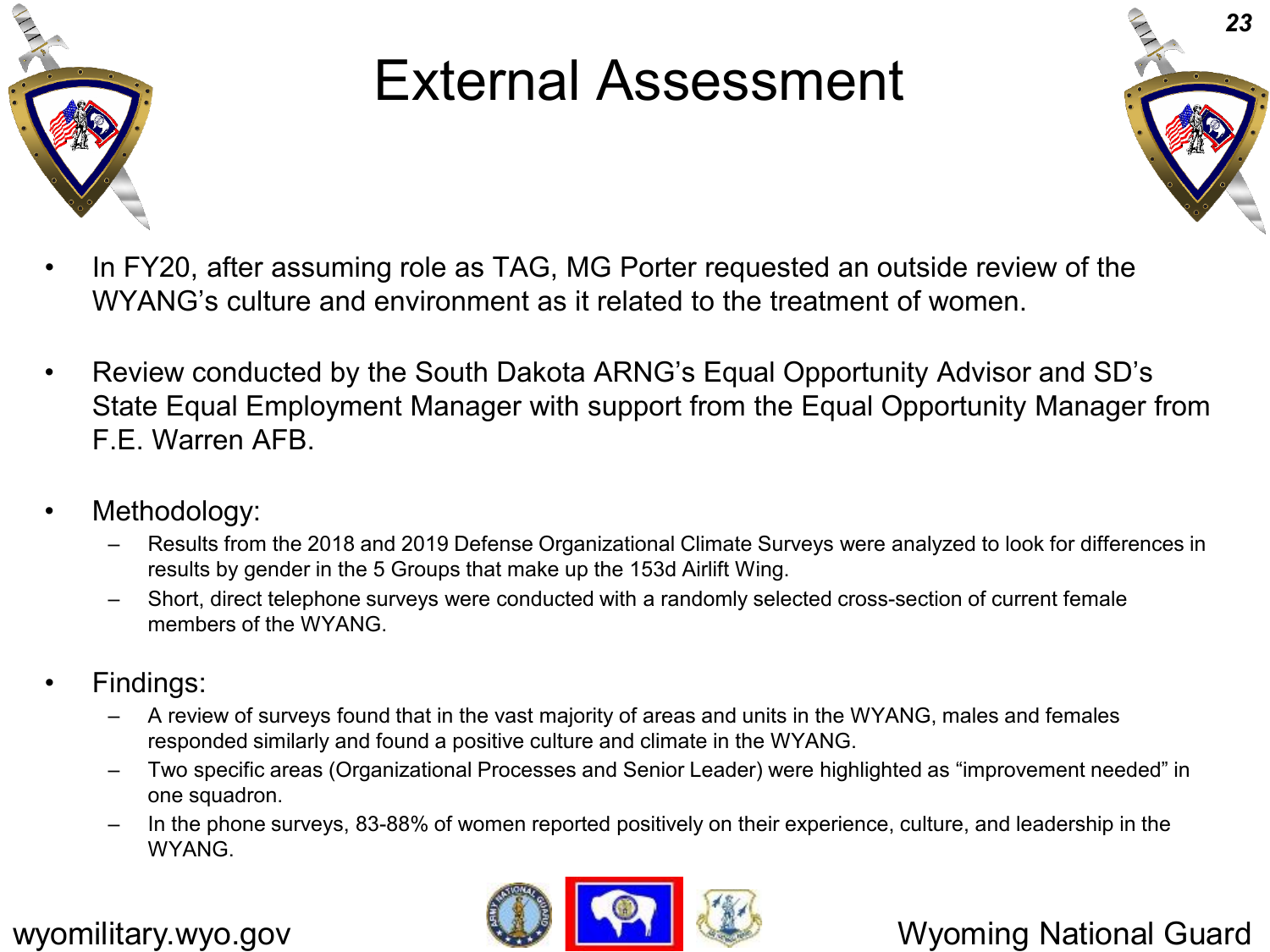# External Assessment

- In FY20, after assuming role as TAG, MG Porter requested an outside review of the WYANG's culture and environment as it related to the treatment of women.

- Review conducted by the South Dakota ARNG's Equal Opportunity Advisor and SD's State Equal Employment Manager with support from the Equal Opportunity Manager from F.E. Warren AFB.

- Methodology:
  - Results from the 2018 and 2019 Defense Organizational Climate Surveys were analyzed to look for differences in results by gender in the 5 Groups that make up the 153d Airlift Wing.
  - Short, direct telephone surveys were conducted with a randomly selected cross-section of current female members of the WYANG.

- Findings:
  - A review of surveys found that in the vast majority of areas and units in the WYANG, males and females responded similarly and found a positive culture and climate in the WYANG.
  - Two specific areas (Organizational Processes and Senior Leader) were highlighted as "improvement needed" in one squadron.
  - In the phone surveys, 83-88% of women reported positively on their experience, culture, and leadership in the WYANG.

wyomilitary.wyo.gov

Wyoming National Guard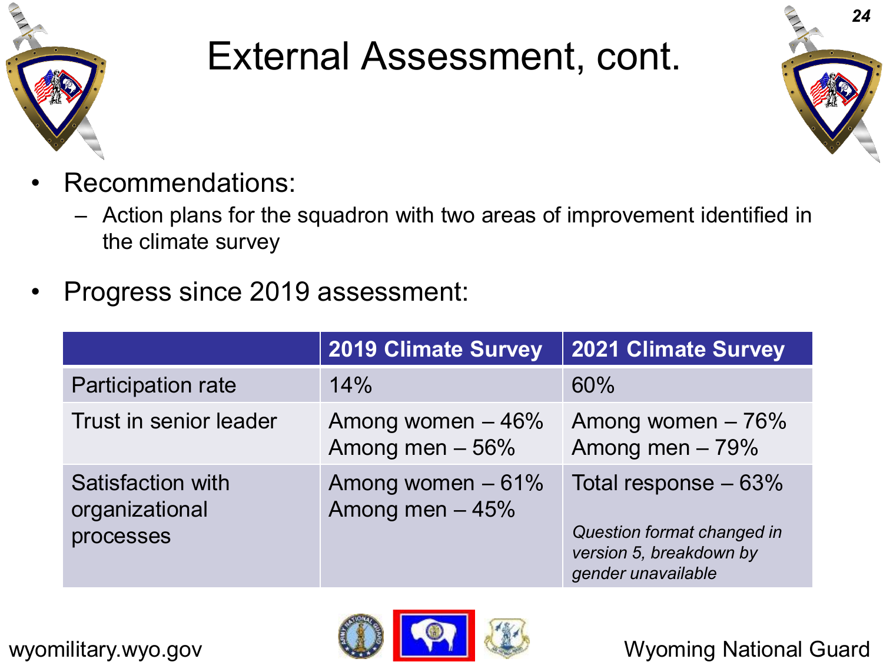# External Assessment, cont.

- Recommendations:
  - Action plans for the squadron with two areas of improvement identified in the climate survey

- Progress since 2019 assessment:

| | 2019 Climate Survey | 2021 Climate Survey |
|---|---|---|
| Participation rate | 14% | 60% |
| Trust in senior leader | Among women – 46%<br>Among men – 56% | Among women – 76%<br>Among men – 79% |
| Satisfaction with organizational processes | Among women – 61%<br>Among men – 45% | Total response – 63%<br>*Question format changed in version 5, breakdown by gender unavailable* |

wyomilitary.wyo.gov

Wyoming National Guard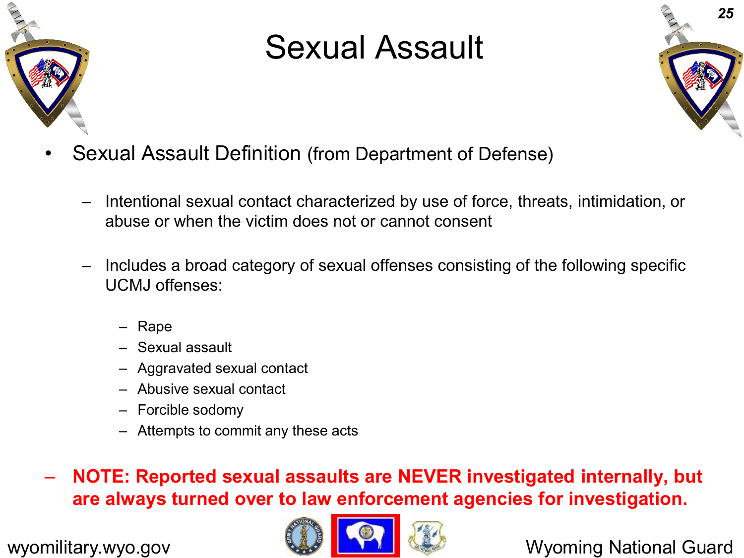# Sexual Assault

- Sexual Assault Definition (from Department of Defense)
  - Intentional sexual contact characterized by use of force, threats, intimidation, or abuse or when the victim does not or cannot consent
  - Includes a broad category of sexual offenses consisting of the following specific UCMJ offenses:
    - Rape
    - Sexual assault
    - Aggravated sexual contact
    - Abusive sexual contact
    - Forcible sodomy
    - Attempts to commit any these acts

– **NOTE: Reported sexual assaults are NEVER investigated internally, but are always turned over to law enforcement agencies for investigation.**

wyomilitary.wyo.gov

Wyoming National Guard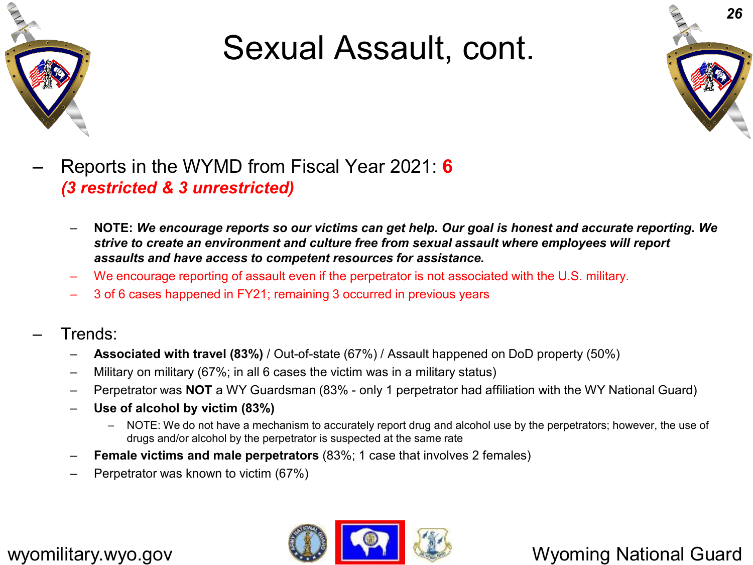# Sexual Assault, cont.

- Reports in the WYMD from Fiscal Year 2021: **6**
  ***(3 restricted & 3 unrestricted)***
  - **NOTE:** ***We encourage reports so our victims can get help. Our goal is honest and accurate reporting. We strive to create an environment and culture free from sexual assault where employees will report assaults and have access to competent resources for assistance.***
  - We encourage reporting of assault even if the perpetrator is not associated with the U.S. military.
  - 3 of 6 cases happened in FY21; remaining 3 occurred in previous years

- Trends:
  - **Associated with travel (83%)** / Out-of-state (67%) / Assault happened on DoD property (50%)
  - Military on military (67%; in all 6 cases the victim was in a military status)
  - Perpetrator was **NOT** a WY Guardsman (83% - only 1 perpetrator had affiliation with the WY National Guard)
  - **Use of alcohol by victim (83%)**
    - NOTE: We do not have a mechanism to accurately report drug and alcohol use by the perpetrators; however, the use of drugs and/or alcohol by the perpetrator is suspected at the same rate
  - **Female victims and male perpetrators** (83%; 1 case that involves 2 females)
  - Perpetrator was known to victim (67%)

wyomilitary.wyo.gov

Wyoming National Guard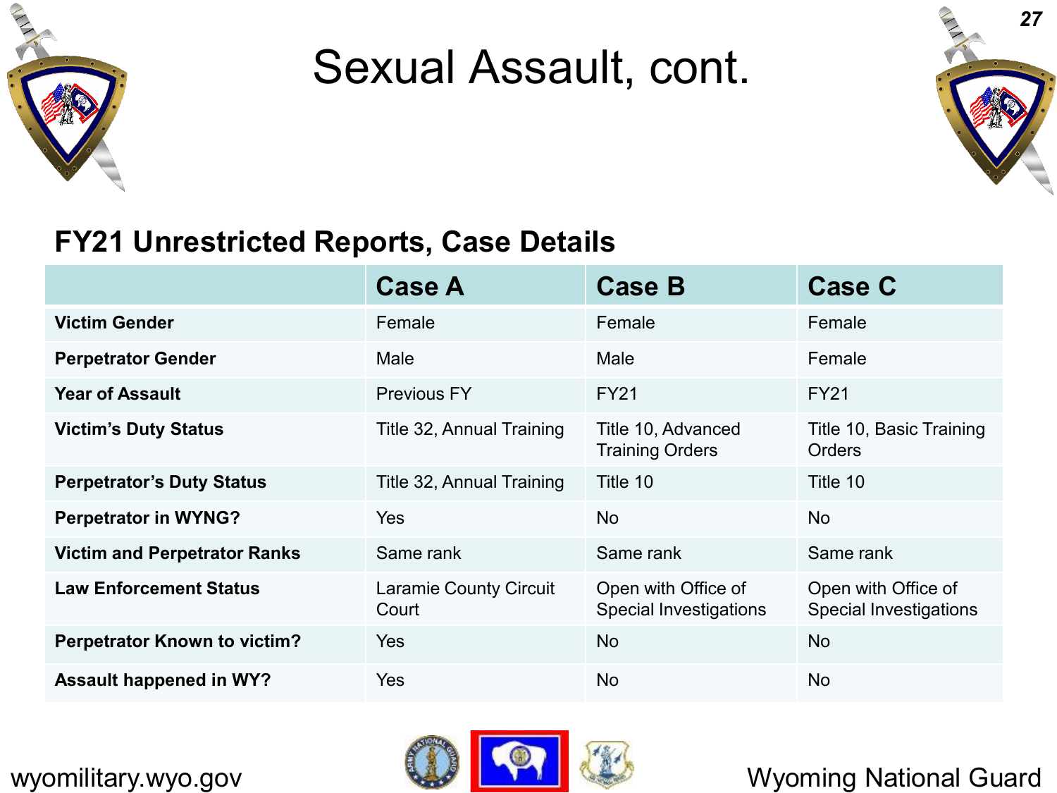# Sexual Assault, cont.

## FY21 Unrestricted Reports, Case Details

| | Case A | Case B | Case C |
|---|---|---|---|
| **Victim Gender** | Female | Female | Female |
| **Perpetrator Gender** | Male | Male | Female |
| **Year of Assault** | Previous FY | FY21 | FY21 |
| **Victim's Duty Status** | Title 32, Annual Training | Title 10, Advanced Training Orders | Title 10, Basic Training Orders |
| **Perpetrator's Duty Status** | Title 32, Annual Training | Title 10 | Title 10 |
| **Perpetrator in WYNG?** | Yes | No | No |
| **Victim and Perpetrator Ranks** | Same rank | Same rank | Same rank |
| **Law Enforcement Status** | Laramie County Circuit Court | Open with Office of Special Investigations | Open with Office of Special Investigations |
| **Perpetrator Known to victim?** | Yes | No | No |
| **Assault happened in WY?** | Yes | No | No |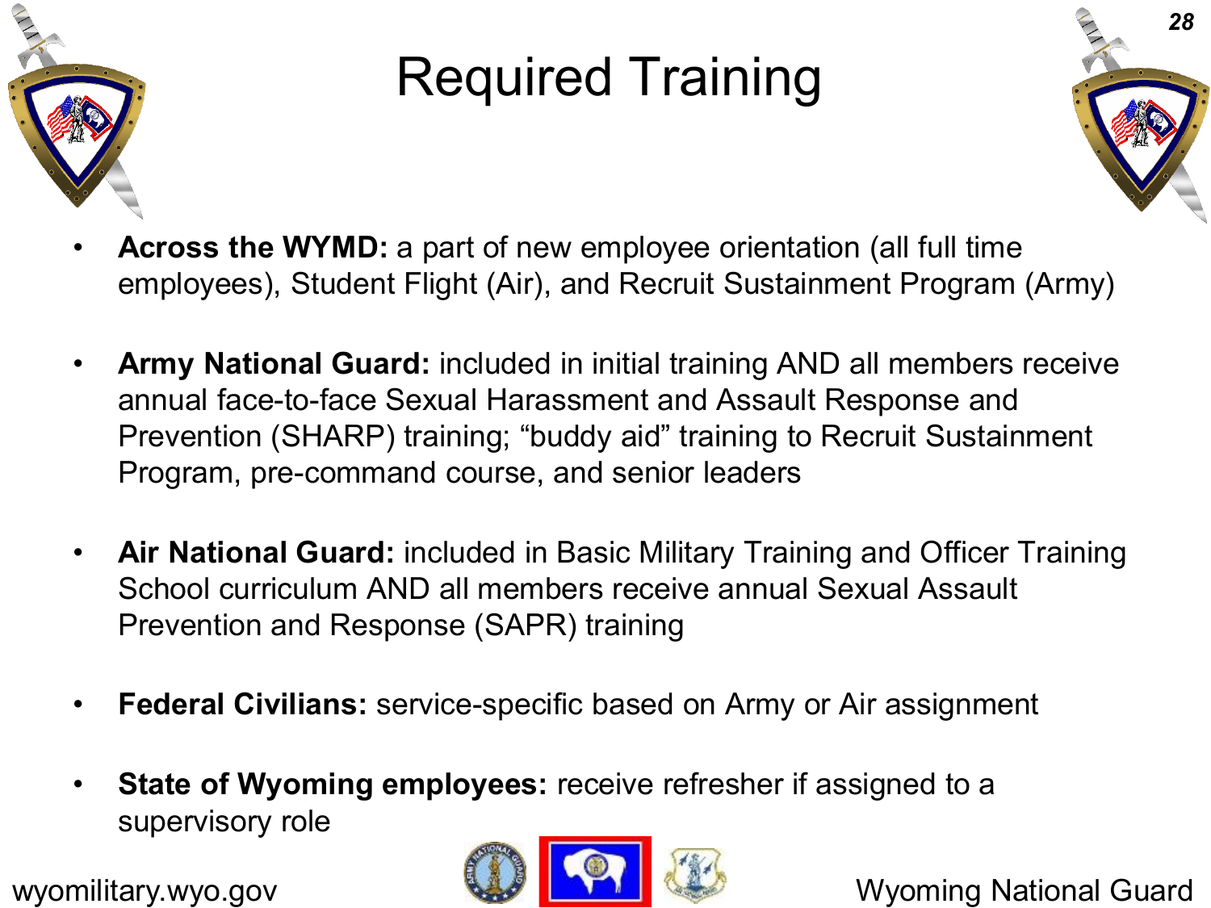# Required Training

- **Across the WYMD:** a part of new employee orientation (all full time employees), Student Flight (Air), and Recruit Sustainment Program (Army)
- **Army National Guard:** included in initial training AND all members receive annual face-to-face Sexual Harassment and Assault Response and Prevention (SHARP) training; "buddy aid" training to Recruit Sustainment Program, pre-command course, and senior leaders
- **Air National Guard:** included in Basic Military Training and Officer Training School curriculum AND all members receive annual Sexual Assault Prevention and Response (SAPR) training
- **Federal Civilians:** service-specific based on Army or Air assignment
- **State of Wyoming employees:** receive refresher if assigned to a supervisory role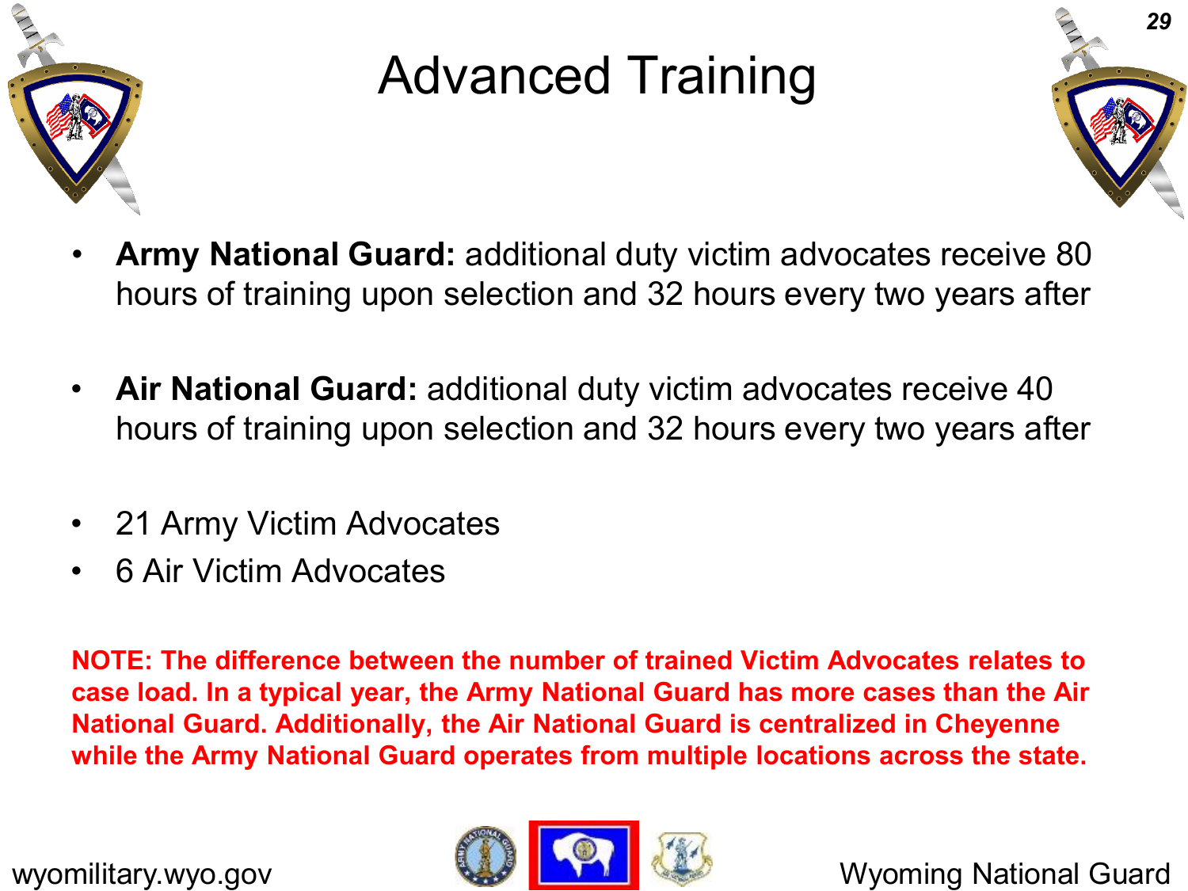# Advanced Training

- **Army National Guard:** additional duty victim advocates receive 80 hours of training upon selection and 32 hours every two years after

- **Air National Guard:** additional duty victim advocates receive 40 hours of training upon selection and 32 hours every two years after

- 21 Army Victim Advocates
- 6 Air Victim Advocates

**NOTE: The difference between the number of trained Victim Advocates relates to case load. In a typical year, the Army National Guard has more cases than the Air National Guard. Additionally, the Air National Guard is centralized in Cheyenne while the Army National Guard operates from multiple locations across the state.**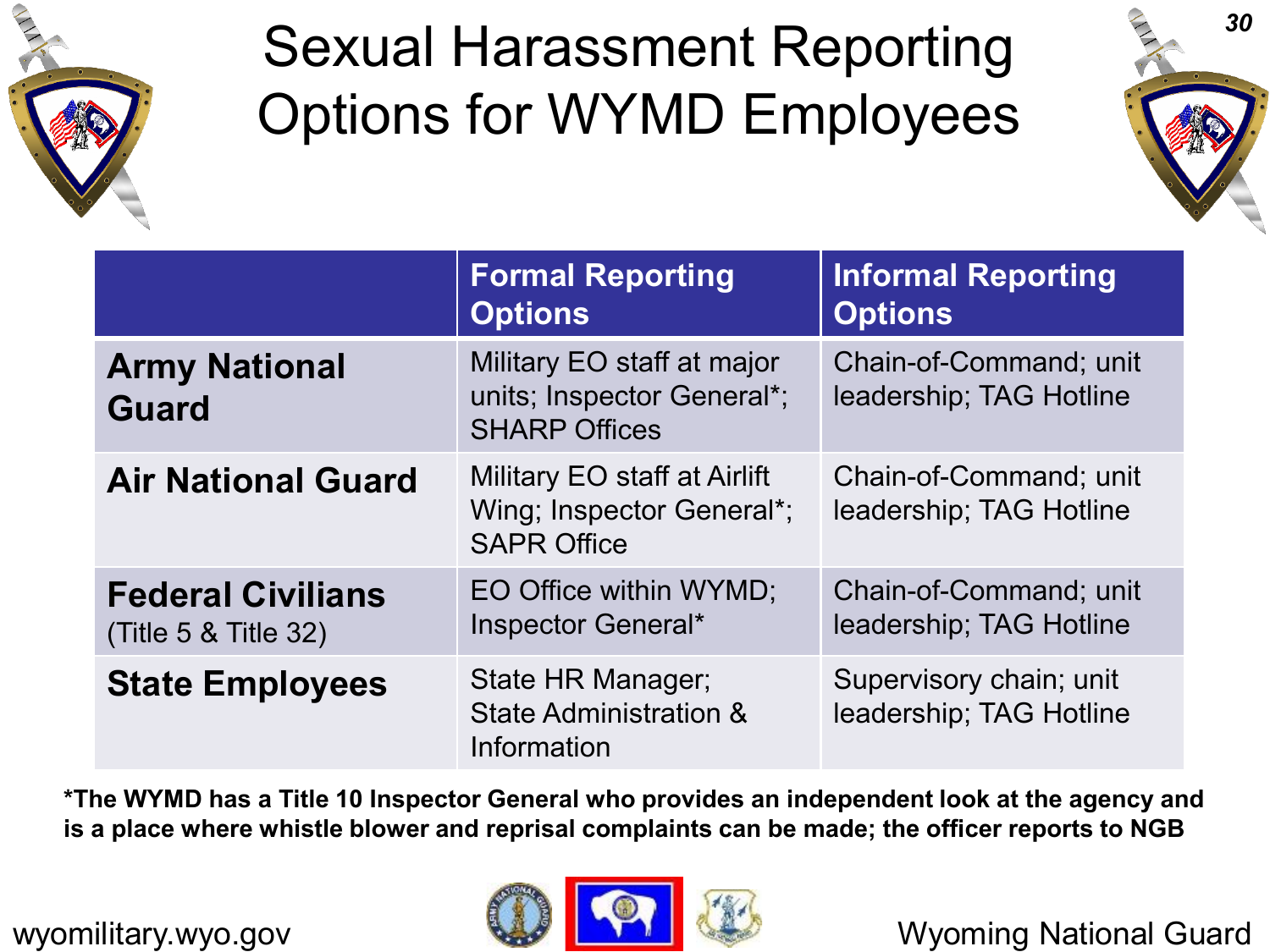# Sexual Harassment Reporting Options for WYMD Employees

| | Formal Reporting Options | Informal Reporting Options |
|---|---|---|
| **Army National Guard** | Military EO staff at major units; Inspector General*; SHARP Offices | Chain-of-Command; unit leadership; TAG Hotline |
| **Air National Guard** | Military EO staff at Airlift Wing; Inspector General*; SAPR Office | Chain-of-Command; unit leadership; TAG Hotline |
| **Federal Civilians** (Title 5 & Title 32) | EO Office within WYMD; Inspector General* | Chain-of-Command; unit leadership; TAG Hotline |
| **State Employees** | State HR Manager; State Administration & Information | Supervisory chain; unit leadership; TAG Hotline |

**\*The WYMD has a Title 10 Inspector General who provides an independent look at the agency and is a place where whistle blower and reprisal complaints can be made; the officer reports to NGB**

wyomilitary.wyo.gov

Wyoming National Guard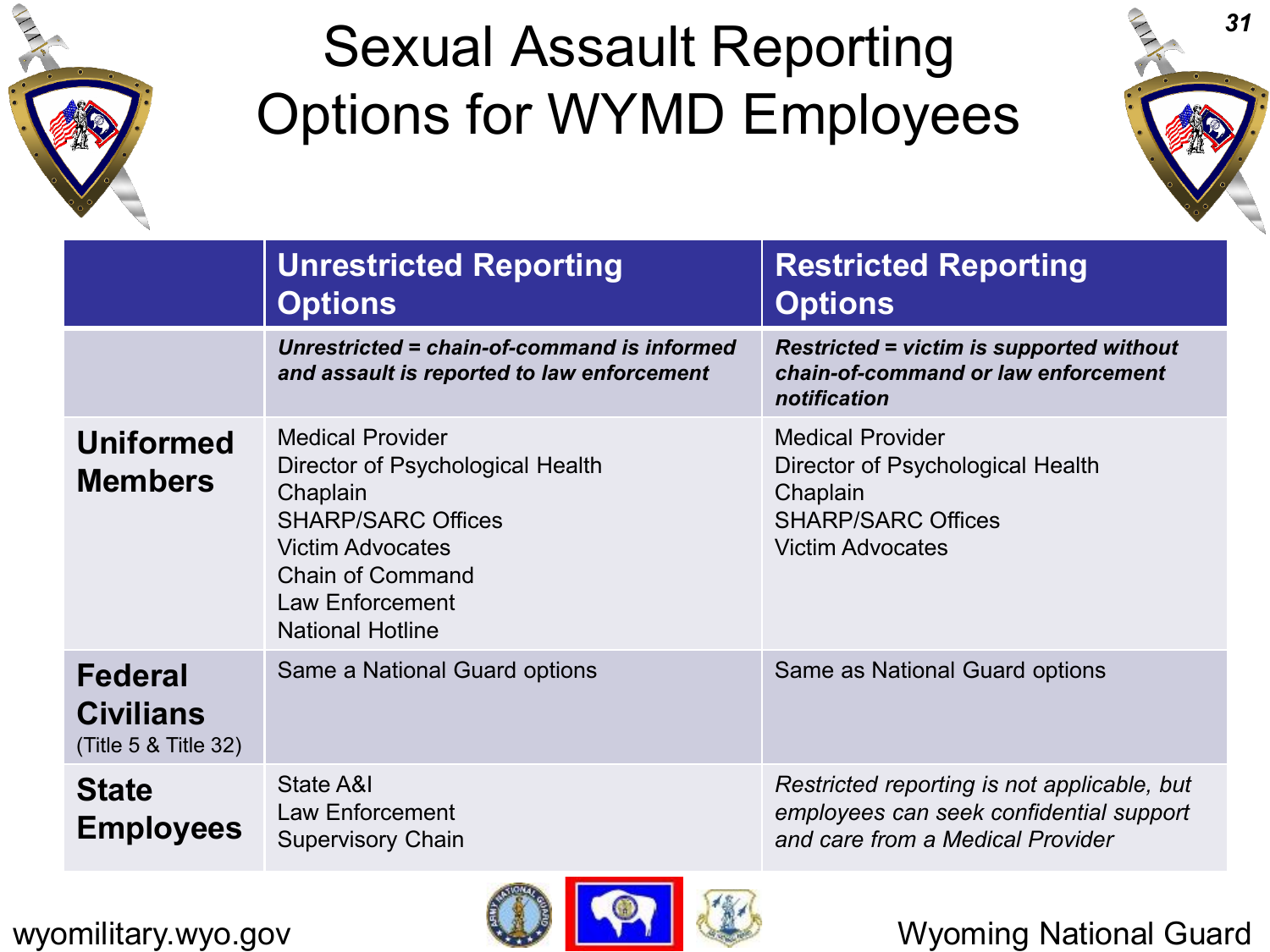# Sexual Assault Reporting Options for WYMD Employees

| | Unrestricted Reporting Options | Restricted Reporting Options |
|---|---|---|
| | ***Unrestricted = chain-of-command is informed and assault is reported to law enforcement*** | ***Restricted = victim is supported without chain-of-command or law enforcement notification*** |
| **Uniformed Members** | Medical Provider<br>Director of Psychological Health<br>Chaplain<br>SHARP/SARC Offices<br>Victim Advocates<br>Chain of Command<br>Law Enforcement<br>National Hotline | Medical Provider<br>Director of Psychological Health<br>Chaplain<br>SHARP/SARC Offices<br>Victim Advocates |
| **Federal Civilians** (Title 5 & Title 32) | Same a National Guard options | Same as National Guard options |
| **State Employees** | State A&I<br>Law Enforcement<br>Supervisory Chain | *Restricted reporting is not applicable, but employees can seek confidential support and care from a Medical Provider* |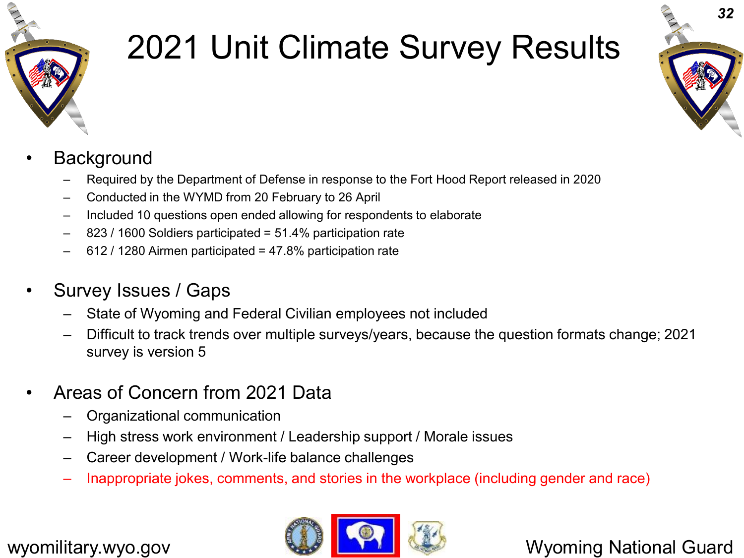# 2021 Unit Climate Survey Results

- Background
  - Required by the Department of Defense in response to the Fort Hood Report released in 2020
  - Conducted in the WYMD from 20 February to 26 April
  - Included 10 questions open ended allowing for respondents to elaborate
  - 823 / 1600 Soldiers participated = 51.4% participation rate
  - 612 / 1280 Airmen participated = 47.8% participation rate

- Survey Issues / Gaps
  - State of Wyoming and Federal Civilian employees not included
  - Difficult to track trends over multiple surveys/years, because the question formats change; 2021 survey is version 5

- Areas of Concern from 2021 Data
  - Organizational communication
  - High stress work environment / Leadership support / Morale issues
  - Career development / Work-life balance challenges
  - Inappropriate jokes, comments, and stories in the workplace (including gender and race)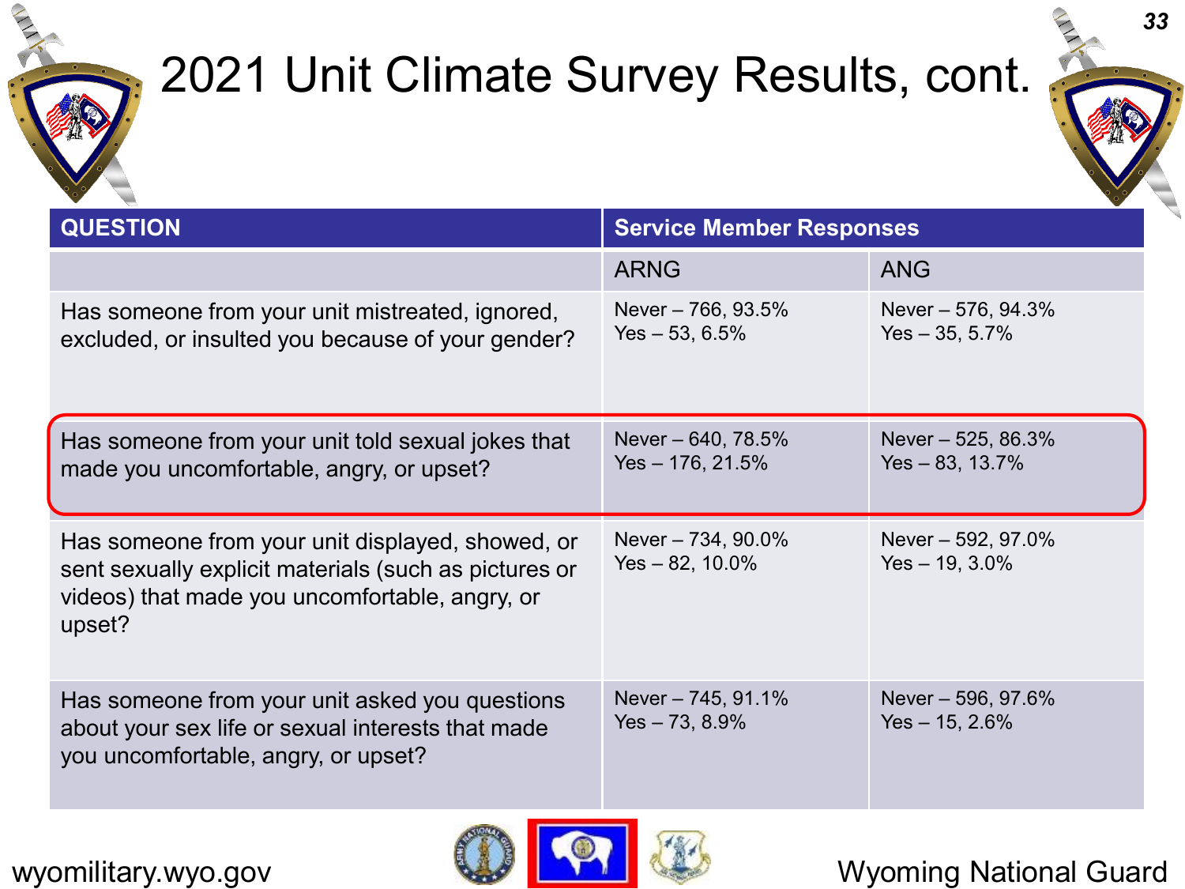# 2021 Unit Climate Survey Results, cont.

| QUESTION | Service Member Responses | |
|---|---|---|
| | ARNG | ANG |
| Has someone from your unit mistreated, ignored, excluded, or insulted you because of your gender? | Never – 766, 93.5%<br>Yes – 53, 6.5% | Never – 576, 94.3%<br>Yes – 35, 5.7% |
| Has someone from your unit told sexual jokes that made you uncomfortable, angry, or upset? | Never – 640, 78.5%<br>Yes – 176, 21.5% | Never – 525, 86.3%<br>Yes – 83, 13.7% |
| Has someone from your unit displayed, showed, or sent sexually explicit materials (such as pictures or videos) that made you uncomfortable, angry, or upset? | Never – 734, 90.0%<br>Yes – 82, 10.0% | Never – 592, 97.0%<br>Yes – 19, 3.0% |
| Has someone from your unit asked you questions about your sex life or sexual interests that made you uncomfortable, angry, or upset? | Never – 745, 91.1%<br>Yes – 73, 8.9% | Never – 596, 97.6%<br>Yes – 15, 2.6% |

wyomilitary.wyo.gov

Wyoming National Guard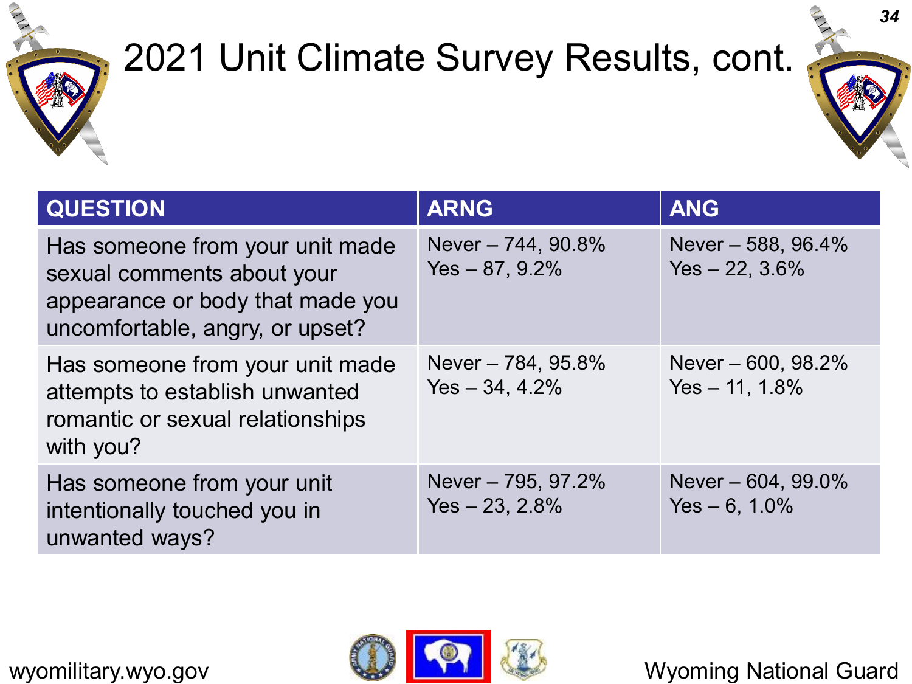# 2021 Unit Climate Survey Results, cont.

| QUESTION | ARNG | ANG |
|---|---|---|
| Has someone from your unit made sexual comments about your appearance or body that made you uncomfortable, angry, or upset? | Never – 744, 90.8%<br>Yes – 87, 9.2% | Never – 588, 96.4%<br>Yes – 22, 3.6% |
| Has someone from your unit made attempts to establish unwanted romantic or sexual relationships with you? | Never – 784, 95.8%<br>Yes – 34, 4.2% | Never – 600, 98.2%<br>Yes – 11, 1.8% |
| Has someone from your unit intentionally touched you in unwanted ways? | Never – 795, 97.2%<br>Yes – 23, 2.8% | Never – 604, 99.0%<br>Yes – 6, 1.0% |

wyomilitary.wyo.gov

Wyoming National Guard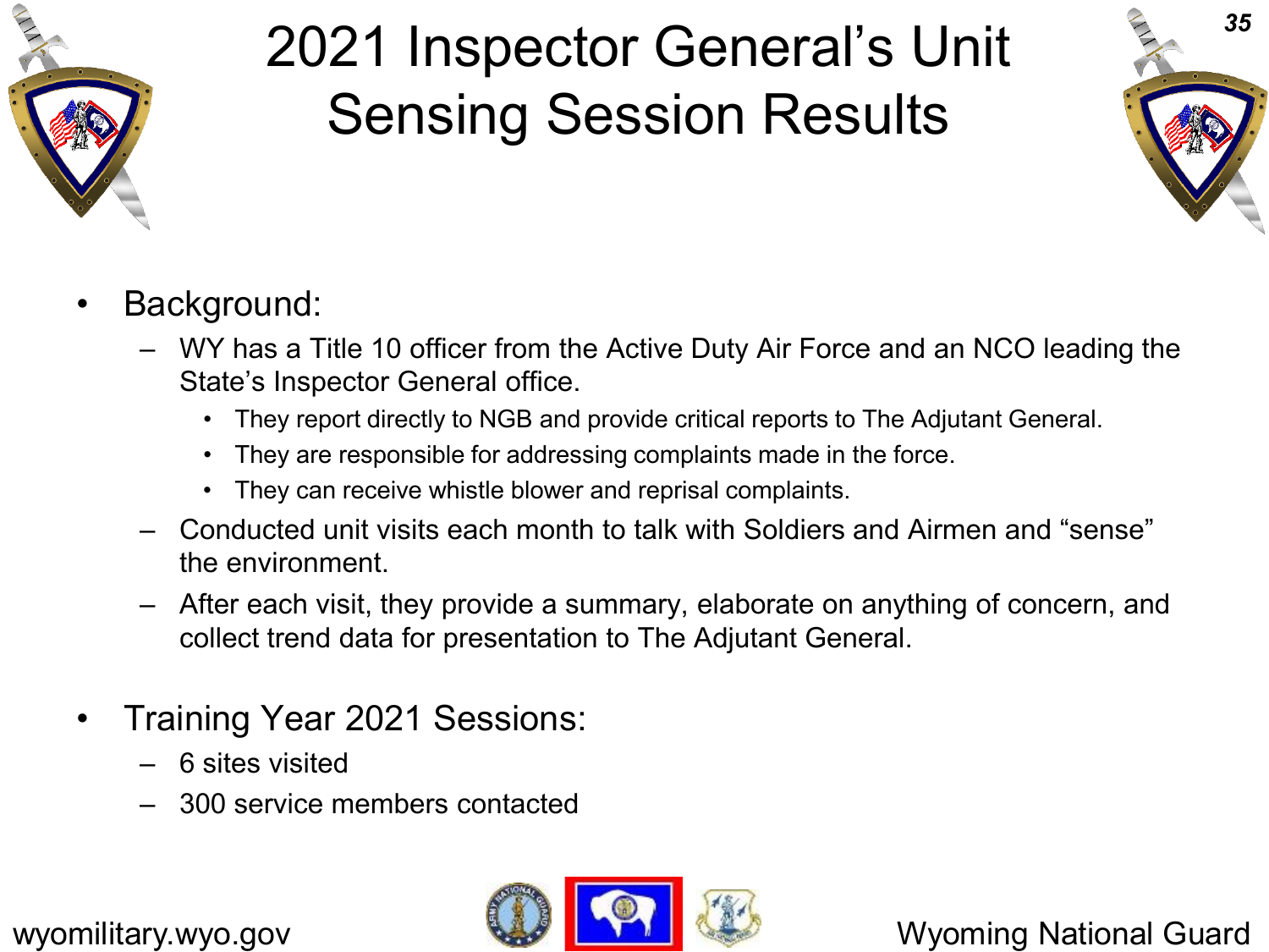# 2021 Inspector General's Unit Sensing Session Results

- Background:
  - WY has a Title 10 officer from the Active Duty Air Force and an NCO leading the State's Inspector General office.
    - They report directly to NGB and provide critical reports to The Adjutant General.
    - They are responsible for addressing complaints made in the force.
    - They can receive whistle blower and reprisal complaints.
  - Conducted unit visits each month to talk with Soldiers and Airmen and "sense" the environment.
  - After each visit, they provide a summary, elaborate on anything of concern, and collect trend data for presentation to The Adjutant General.

- Training Year 2021 Sessions:
  - 6 sites visited
  - 300 service members contacted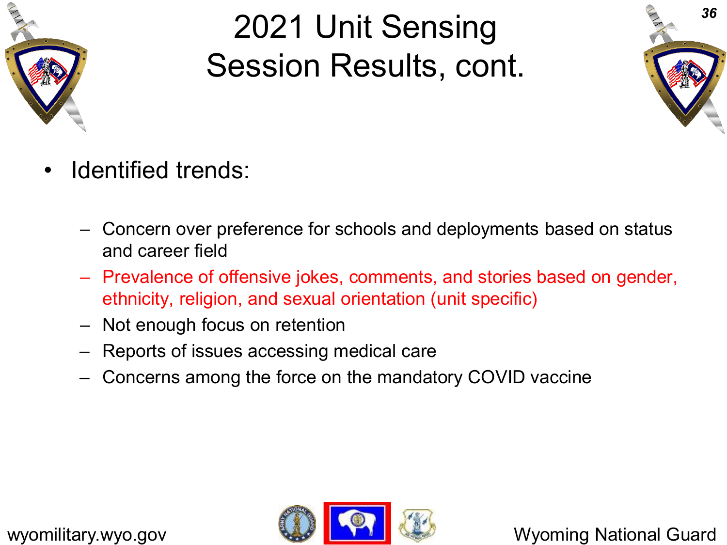# 2021 Unit Sensing Session Results, cont.

- Identified trends:
  - Concern over preference for schools and deployments based on status and career field
  - Prevalence of offensive jokes, comments, and stories based on gender, ethnicity, religion, and sexual orientation (unit specific)
  - Not enough focus on retention
  - Reports of issues accessing medical care
  - Concerns among the force on the mandatory COVID vaccine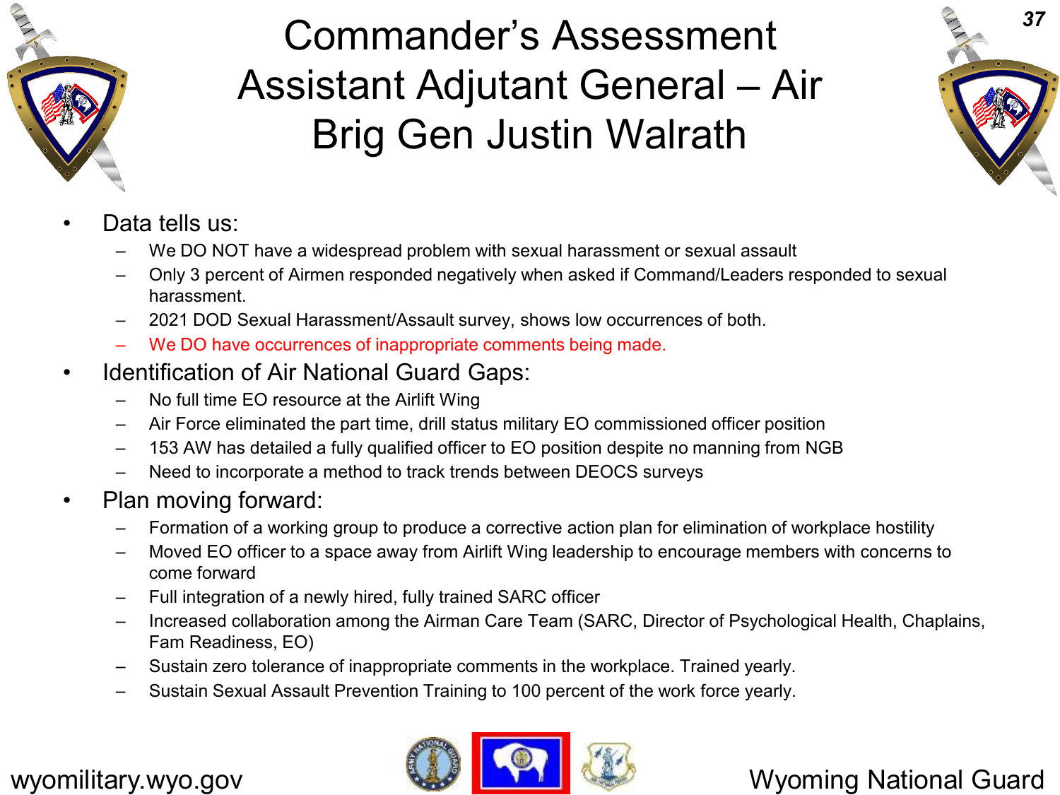# Commander's Assessment
# Assistant Adjutant General – Air
# Brig Gen Justin Walrath

- Data tells us:
  - We DO NOT have a widespread problem with sexual harassment or sexual assault
  - Only 3 percent of Airmen responded negatively when asked if Command/Leaders responded to sexual harassment.
  - 2021 DOD Sexual Harassment/Assault survey, shows low occurrences of both.
  - We DO have occurrences of inappropriate comments being made.
- Identification of Air National Guard Gaps:
  - No full time EO resource at the Airlift Wing
  - Air Force eliminated the part time, drill status military EO commissioned officer position
  - 153 AW has detailed a fully qualified officer to EO position despite no manning from NGB
  - Need to incorporate a method to track trends between DEOCS surveys
- Plan moving forward:
  - Formation of a working group to produce a corrective action plan for elimination of workplace hostility
  - Moved EO officer to a space away from Airlift Wing leadership to encourage members with concerns to come forward
  - Full integration of a newly hired, fully trained SARC officer
  - Increased collaboration among the Airman Care Team (SARC, Director of Psychological Health, Chaplains, Fam Readiness, EO)
  - Sustain zero tolerance of inappropriate comments in the workplace. Trained yearly.
  - Sustain Sexual Assault Prevention Training to 100 percent of the work force yearly.

wyomilitary.wyo.gov

Wyoming National Guard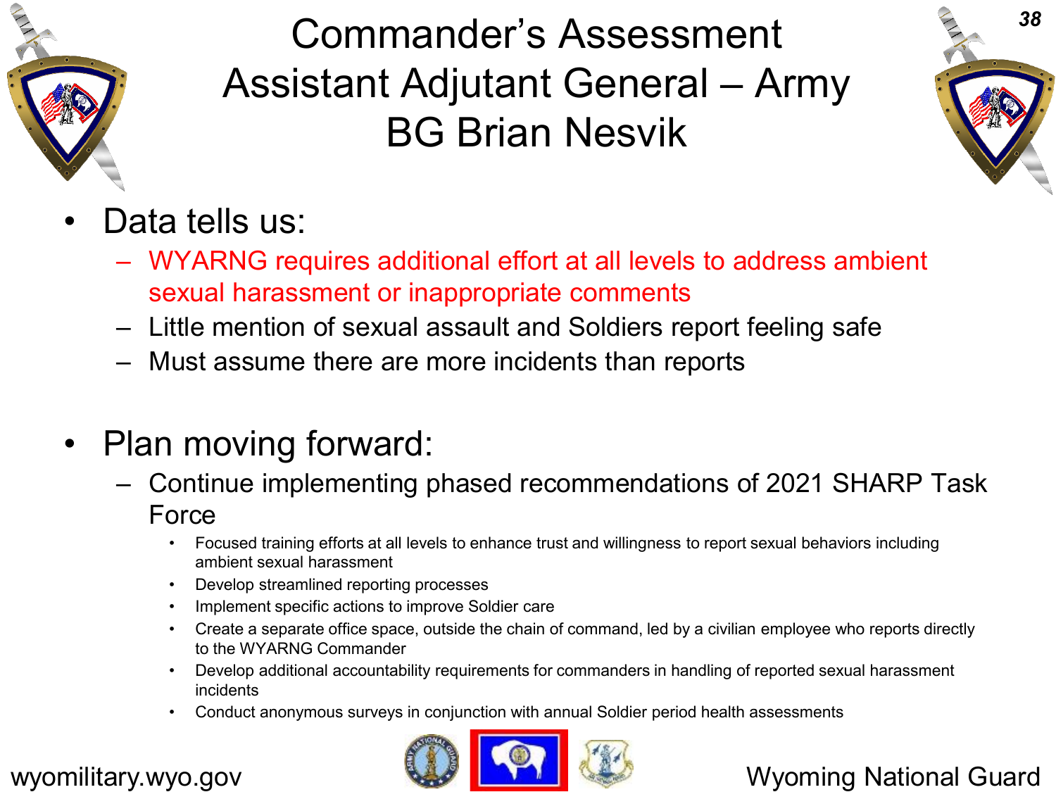# Commander's Assessment Assistant Adjutant General – Army BG Brian Nesvik

- Data tells us:
  - WYARNG requires additional effort at all levels to address ambient sexual harassment or inappropriate comments
  - Little mention of sexual assault and Soldiers report feeling safe
  - Must assume there are more incidents than reports
- Plan moving forward:
  - Continue implementing phased recommendations of 2021 SHARP Task Force
    - Focused training efforts at all levels to enhance trust and willingness to report sexual behaviors including ambient sexual harassment
    - Develop streamlined reporting processes
    - Implement specific actions to improve Soldier care
    - Create a separate office space, outside the chain of command, led by a civilian employee who reports directly to the WYARNG Commander
    - Develop additional accountability requirements for commanders in handling of reported sexual harassment incidents
    - Conduct anonymous surveys in conjunction with annual Soldier period health assessments

wyomilitary.wyo.gov

Wyoming National Guard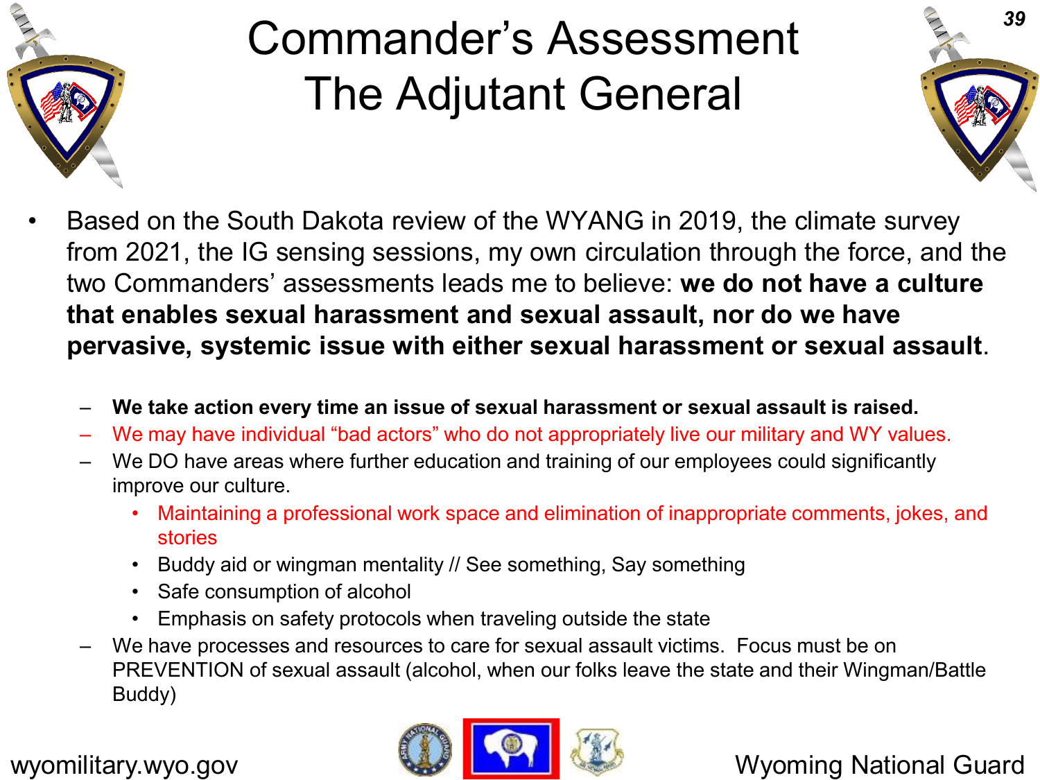# Commander's Assessment
# The Adjutant General

- Based on the South Dakota review of the WYANG in 2019, the climate survey from 2021, the IG sensing sessions, my own circulation through the force, and the two Commanders' assessments leads me to believe: **we do not have a culture that enables sexual harassment and sexual assault, nor do we have pervasive, systemic issue with either sexual harassment or sexual assault**.
  - **We take action every time an issue of sexual harassment or sexual assault is raised.**
  - We may have individual "bad actors" who do not appropriately live our military and WY values.
  - We DO have areas where further education and training of our employees could significantly improve our culture.
    - Maintaining a professional work space and elimination of inappropriate comments, jokes, and stories
    - Buddy aid or wingman mentality // See something, Say something
    - Safe consumption of alcohol
    - Emphasis on safety protocols when traveling outside the state
  - We have processes and resources to care for sexual assault victims. Focus must be on PREVENTION of sexual assault (alcohol, when our folks leave the state and their Wingman/Battle Buddy)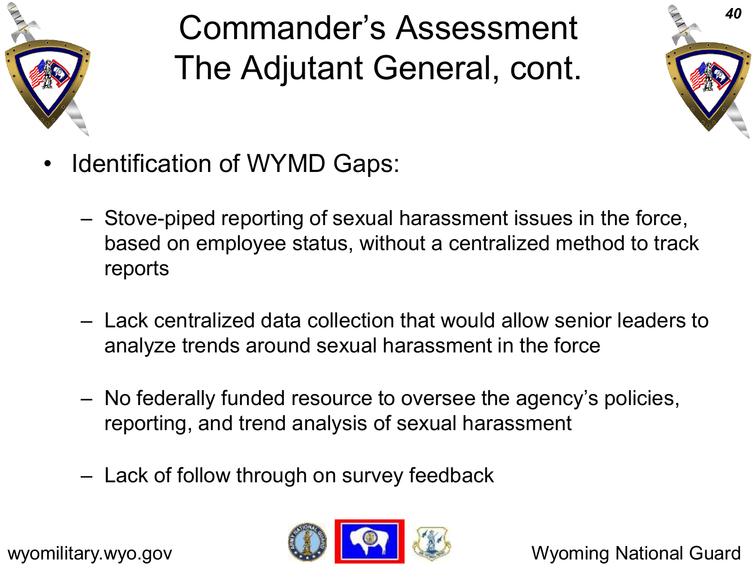# Commander's Assessment The Adjutant General, cont.

- Identification of WYMD Gaps:
  - Stove-piped reporting of sexual harassment issues in the force, based on employee status, without a centralized method to track reports
  - Lack centralized data collection that would allow senior leaders to analyze trends around sexual harassment in the force
  - No federally funded resource to oversee the agency's policies, reporting, and trend analysis of sexual harassment
  - Lack of follow through on survey feedback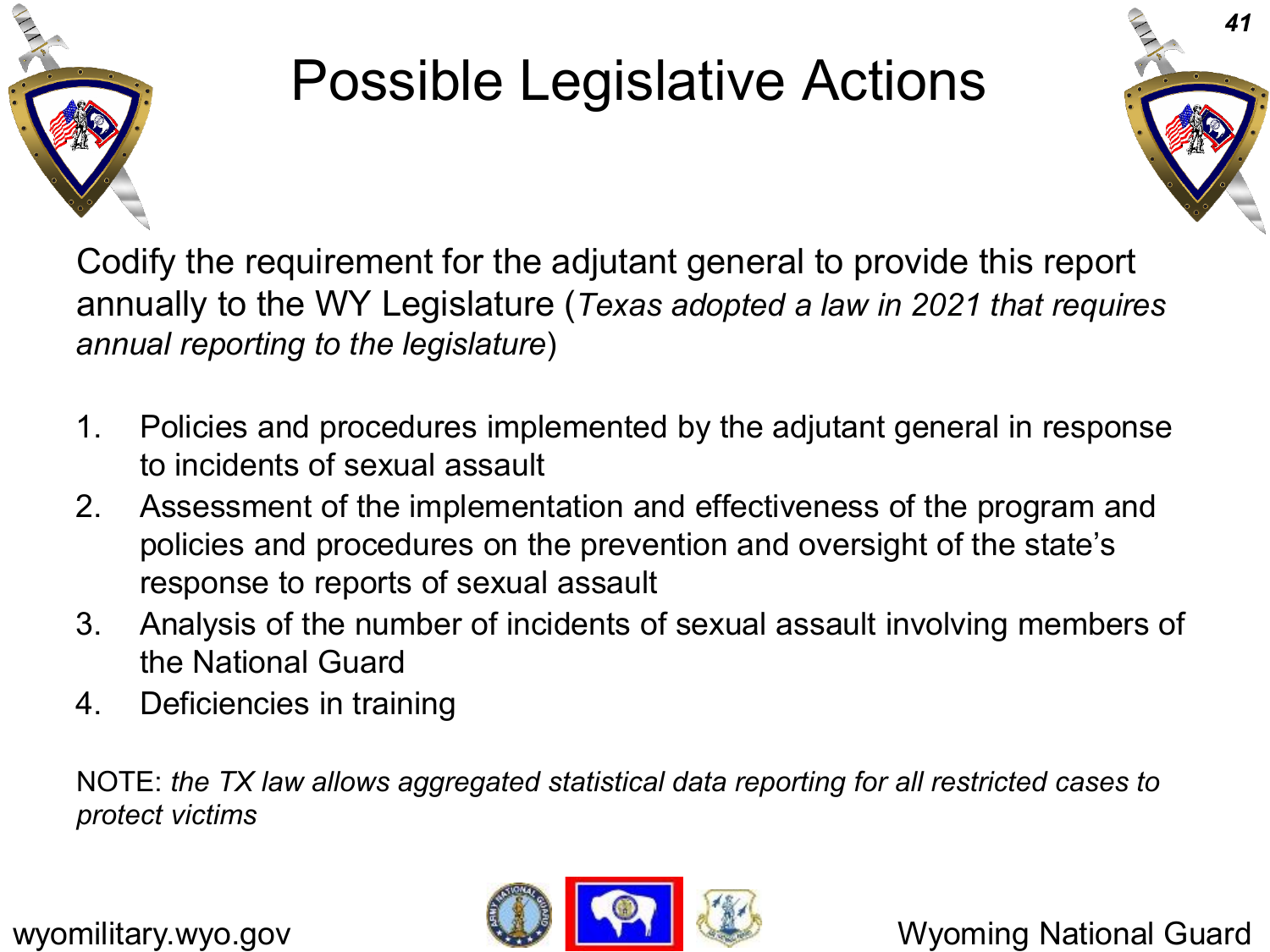# Possible Legislative Actions

Codify the requirement for the adjutant general to provide this report annually to the WY Legislature (*Texas adopted a law in 2021 that requires annual reporting to the legislature*)

1. Policies and procedures implemented by the adjutant general in response to incidents of sexual assault
2. Assessment of the implementation and effectiveness of the program and policies and procedures on the prevention and oversight of the state's response to reports of sexual assault
3. Analysis of the number of incidents of sexual assault involving members of the National Guard
4. Deficiencies in training

NOTE: *the TX law allows aggregated statistical data reporting for all restricted cases to protect victims*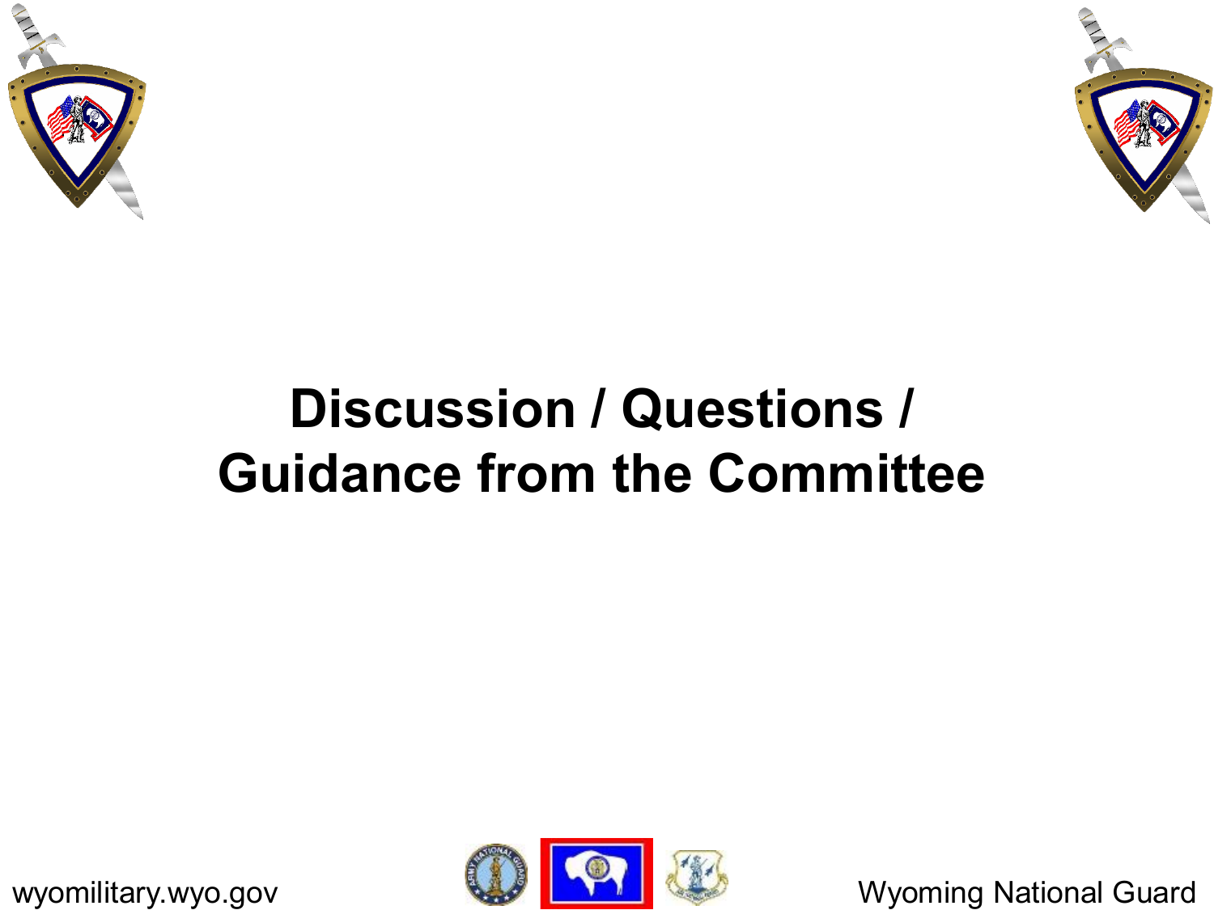# Discussion / Questions / Guidance from the Committee